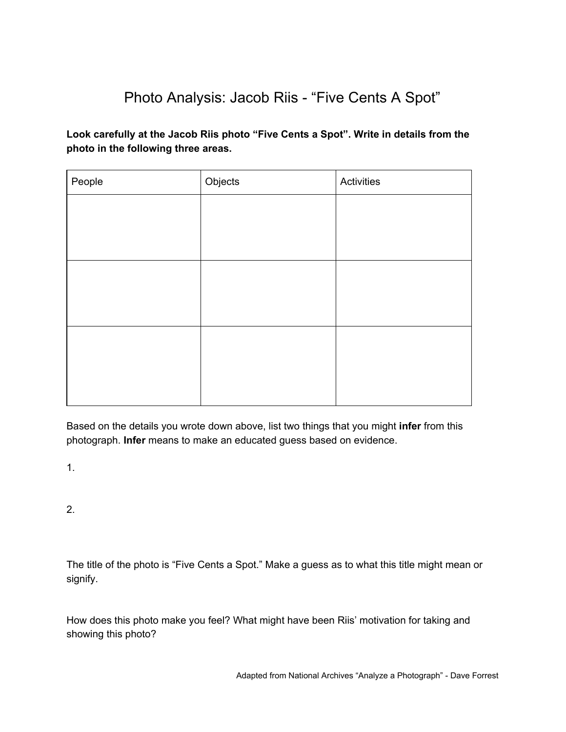# Photo Analysis: Jacob Riis - “Five Cents A Spot”

**Look carefully at the Jacob Riis photo “Five Cents a Spot”. Write in details from the photo in the following three areas.**

| People | Objects | Activities |
|---|---|---|
| | | |
| | | |
| | | |

Based on the details you wrote down above, list two things that you might **infer** from this photograph. **Infer** means to make an educated guess based on evidence.

1.

2.

The title of the photo is “Five Cents a Spot.” Make a guess as to what this title might mean or signify.

How does this photo make you feel? What might have been Riis’ motivation for taking and showing this photo?

Adapted from National Archives “Analyze a Photograph” - Dave Forrest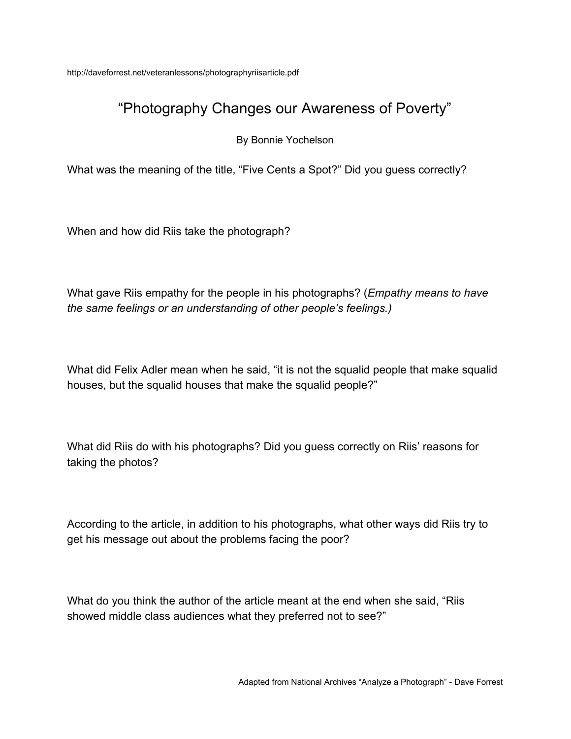http://daveforrest.net/veteranlessons/photographyriisarticle.pdf

# "Photography Changes our Awareness of Poverty"

By Bonnie Yochelson

What was the meaning of the title, "Five Cents a Spot?" Did you guess correctly?

When and how did Riis take the photograph?

What gave Riis empathy for the people in his photographs? (*Empathy means to have the same feelings or an understanding of other people's feelings.)*

What did Felix Adler mean when he said, "it is not the squalid people that make squalid houses, but the squalid houses that make the squalid people?"

What did Riis do with his photographs? Did you guess correctly on Riis' reasons for taking the photos?

According to the article, in addition to his photographs, what other ways did Riis try to get his message out about the problems facing the poor?

What do you think the author of the article meant at the end when she said, "Riis showed middle class audiences what they preferred not to see?"

Adapted from National Archives "Analyze a Photograph" - Dave Forrest